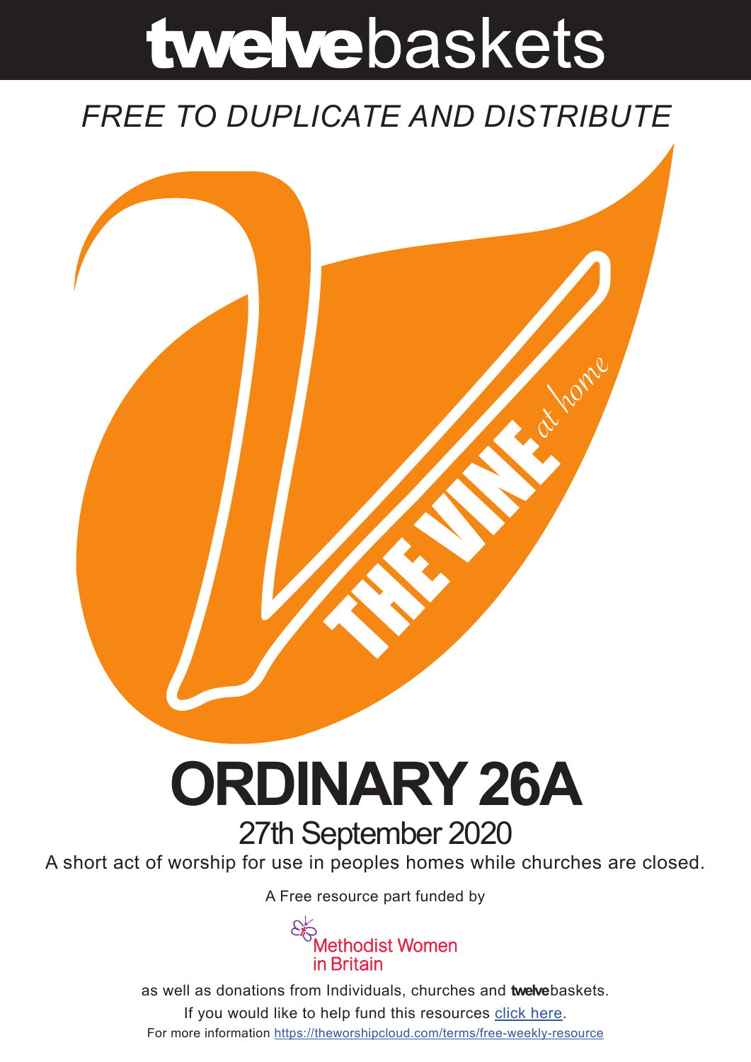# **twelve**baskets

*FREE TO DUPLICATE AND DISTRIBUTE*

THE VINE *at home*

# ORDINARY 26A

## 27th September 2020

A short act of worship for use in peoples homes while churches are closed.

A Free resource part funded by

Methodist Women in Britain

as well as donations from Individuals, churches and **twelve**baskets.

If you would like to help fund this resources click here.

For more information https://theworshipcloud.com/terms/free-weekly-resource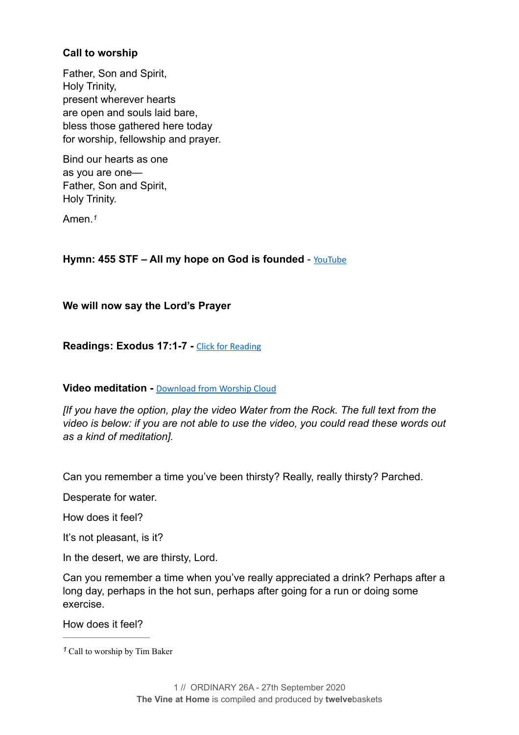**Call to worship**

Father, Son and Spirit,
Holy Trinity,
present wherever hearts
are open and souls laid bare,
bless those gathered here today
for worship, fellowship and prayer.

Bind our hearts as one
as you are one—
Father, Son and Spirit,
Holy Trinity.

Amen.[1]

**Hymn: 455 STF – All my hope on God is founded** - [YouTube]

**We will now say the Lord's Prayer**

**Readings: Exodus 17:1-7 -** [Click for Reading]

**Video meditation -** [Download from Worship Cloud]

*[If you have the option, play the video Water from the Rock. The full text from the video is below: if you are not able to use the video, you could read these words out as a kind of meditation].*

Can you remember a time you've been thirsty? Really, really thirsty? Parched.

Desperate for water.

How does it feel?

It's not pleasant, is it?

In the desert, we are thirsty, Lord.

Can you remember a time when you've really appreciated a drink? Perhaps after a long day, perhaps in the hot sun, perhaps after going for a run or doing some exercise.

How does it feel?

---

[1] Call to worship by Tim Baker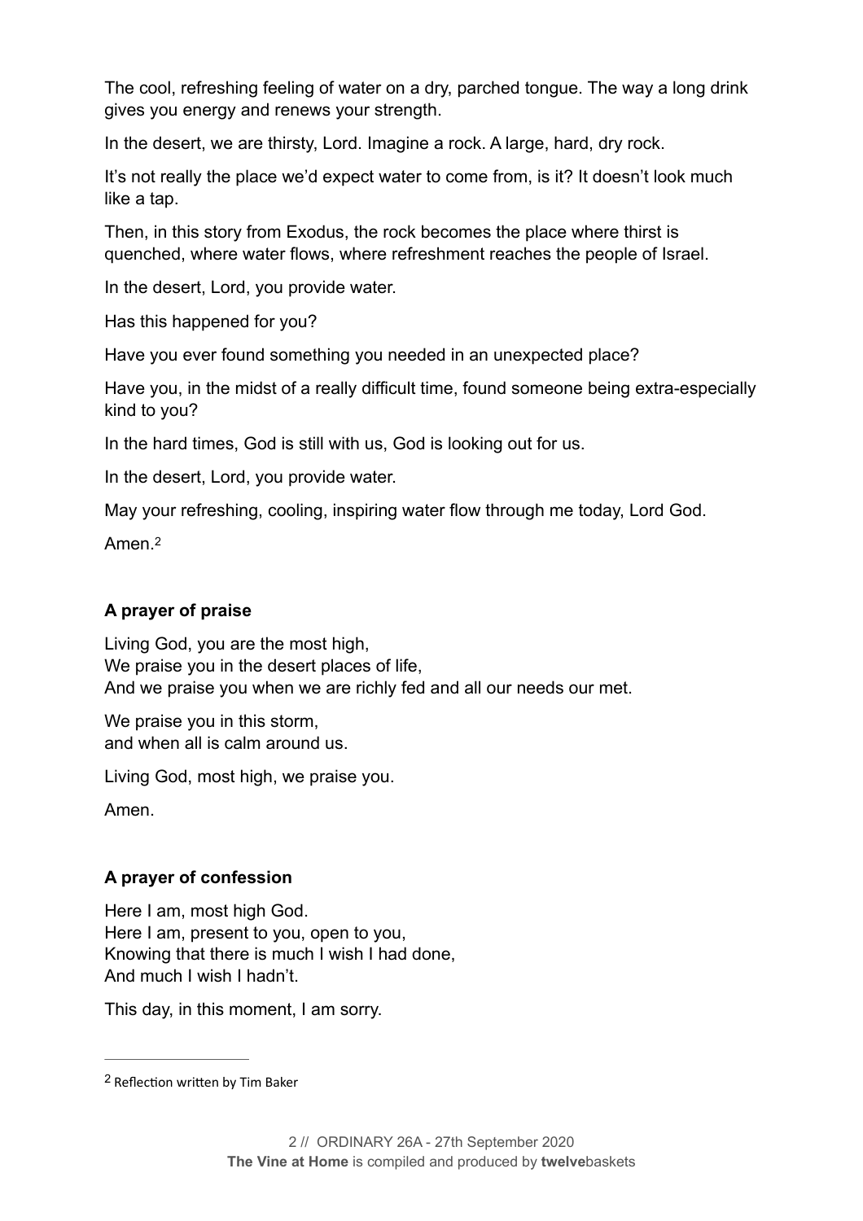The cool, refreshing feeling of water on a dry, parched tongue. The way a long drink gives you energy and renews your strength.

In the desert, we are thirsty, Lord. Imagine a rock. A large, hard, dry rock.

It's not really the place we'd expect water to come from, is it? It doesn't look much like a tap.

Then, in this story from Exodus, the rock becomes the place where thirst is quenched, where water flows, where refreshment reaches the people of Israel.

In the desert, Lord, you provide water.

Has this happened for you?

Have you ever found something you needed in an unexpected place?

Have you, in the midst of a really difficult time, found someone being extra-especially kind to you?

In the hard times, God is still with us, God is looking out for us.

In the desert, Lord, you provide water.

May your refreshing, cooling, inspiring water flow through me today, Lord God.

Amen.[2]

**A prayer of praise**

Living God, you are the most high,
We praise you in the desert places of life,
And we praise you when we are richly fed and all our needs our met.

We praise you in this storm,
and when all is calm around us.

Living God, most high, we praise you.

Amen.

**A prayer of confession**

Here I am, most high God.
Here I am, present to you, open to you,
Knowing that there is much I wish I had done,
And much I wish I hadn't.

This day, in this moment, I am sorry.

---

[2] Reflection written by Tim Baker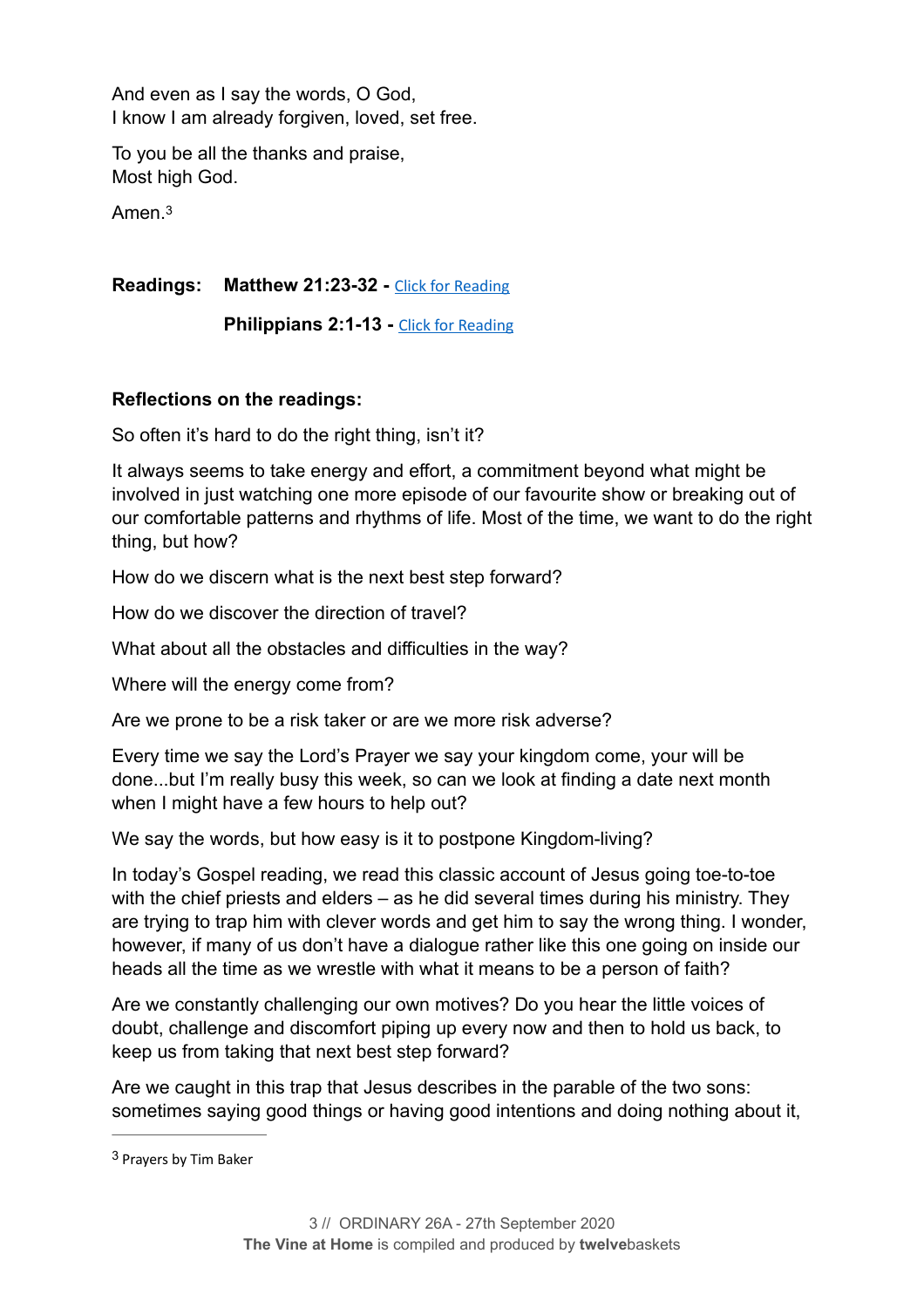And even as I say the words, O God,
I know I am already forgiven, loved, set free.

To you be all the thanks and praise,
Most high God.

Amen.[3]

**Readings: Matthew 21:23-32 -** Click for Reading

**Philippians 2:1-13 -** Click for Reading

**Reflections on the readings:**

So often it's hard to do the right thing, isn't it?

It always seems to take energy and effort, a commitment beyond what might be involved in just watching one more episode of our favourite show or breaking out of our comfortable patterns and rhythms of life. Most of the time, we want to do the right thing, but how?

How do we discern what is the next best step forward?

How do we discover the direction of travel?

What about all the obstacles and difficulties in the way?

Where will the energy come from?

Are we prone to be a risk taker or are we more risk adverse?

Every time we say the Lord's Prayer we say your kingdom come, your will be done...but I'm really busy this week, so can we look at finding a date next month when I might have a few hours to help out?

We say the words, but how easy is it to postpone Kingdom-living?

In today's Gospel reading, we read this classic account of Jesus going toe-to-toe with the chief priests and elders – as he did several times during his ministry. They are trying to trap him with clever words and get him to say the wrong thing. I wonder, however, if many of us don't have a dialogue rather like this one going on inside our heads all the time as we wrestle with what it means to be a person of faith?

Are we constantly challenging our own motives? Do you hear the little voices of doubt, challenge and discomfort piping up every now and then to hold us back, to keep us from taking that next best step forward?

Are we caught in this trap that Jesus describes in the parable of the two sons: sometimes saying good things or having good intentions and doing nothing about it,

[3] Prayers by Tim Baker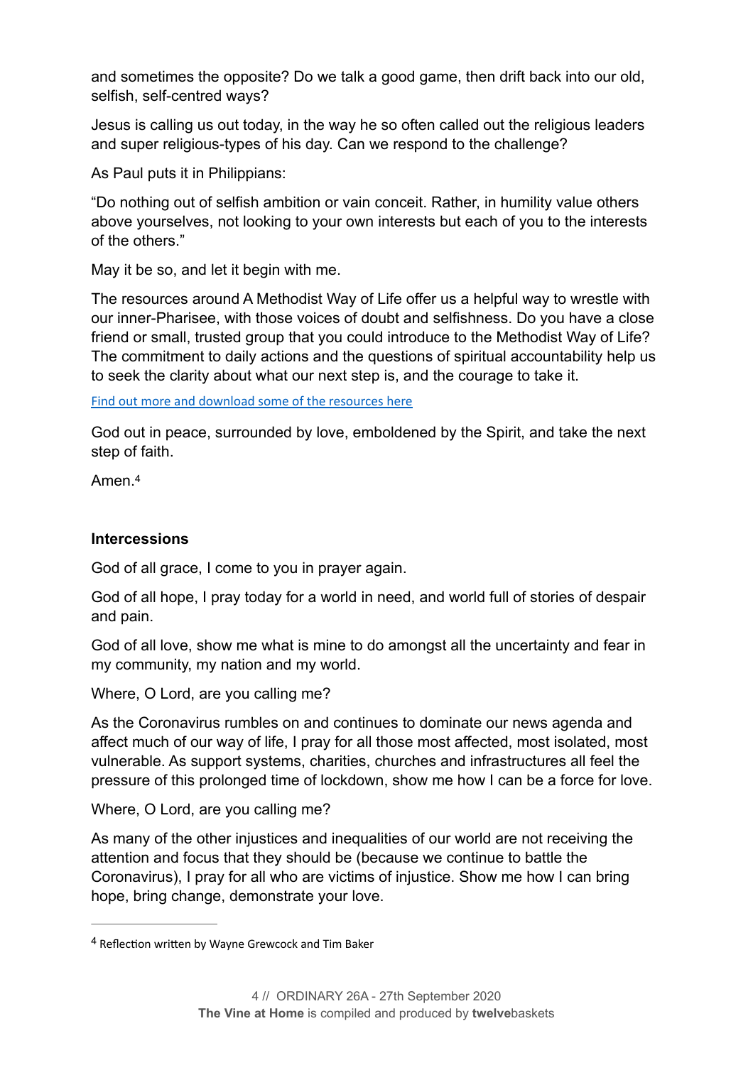and sometimes the opposite? Do we talk a good game, then drift back into our old, selfish, self-centred ways?

Jesus is calling us out today, in the way he so often called out the religious leaders and super religious-types of his day. Can we respond to the challenge?

As Paul puts it in Philippians:

“Do nothing out of selfish ambition or vain conceit. Rather, in humility value others above yourselves, not looking to your own interests but each of you to the interests of the others.”

May it be so, and let it begin with me.

The resources around A Methodist Way of Life offer us a helpful way to wrestle with our inner-Pharisee, with those voices of doubt and selfishness. Do you have a close friend or small, trusted group that you could introduce to the Methodist Way of Life? The commitment to daily actions and the questions of spiritual accountability help us to seek the clarity about what our next step is, and the courage to take it.

Find out more and download some of the resources here

God out in peace, surrounded by love, emboldened by the Spirit, and take the next step of faith.

Amen.[4]

**Intercessions**

God of all grace, I come to you in prayer again.

God of all hope, I pray today for a world in need, and world full of stories of despair and pain.

God of all love, show me what is mine to do amongst all the uncertainty and fear in my community, my nation and my world.

Where, O Lord, are you calling me?

As the Coronavirus rumbles on and continues to dominate our news agenda and affect much of our way of life, I pray for all those most affected, most isolated, most vulnerable. As support systems, charities, churches and infrastructures all feel the pressure of this prolonged time of lockdown, show me how I can be a force for love.

Where, O Lord, are you calling me?

As many of the other injustices and inequalities of our world are not receiving the attention and focus that they should be (because we continue to battle the Coronavirus), I pray for all who are victims of injustice. Show me how I can bring hope, bring change, demonstrate your love.

[4] Reflection written by Wayne Grewcock and Tim Baker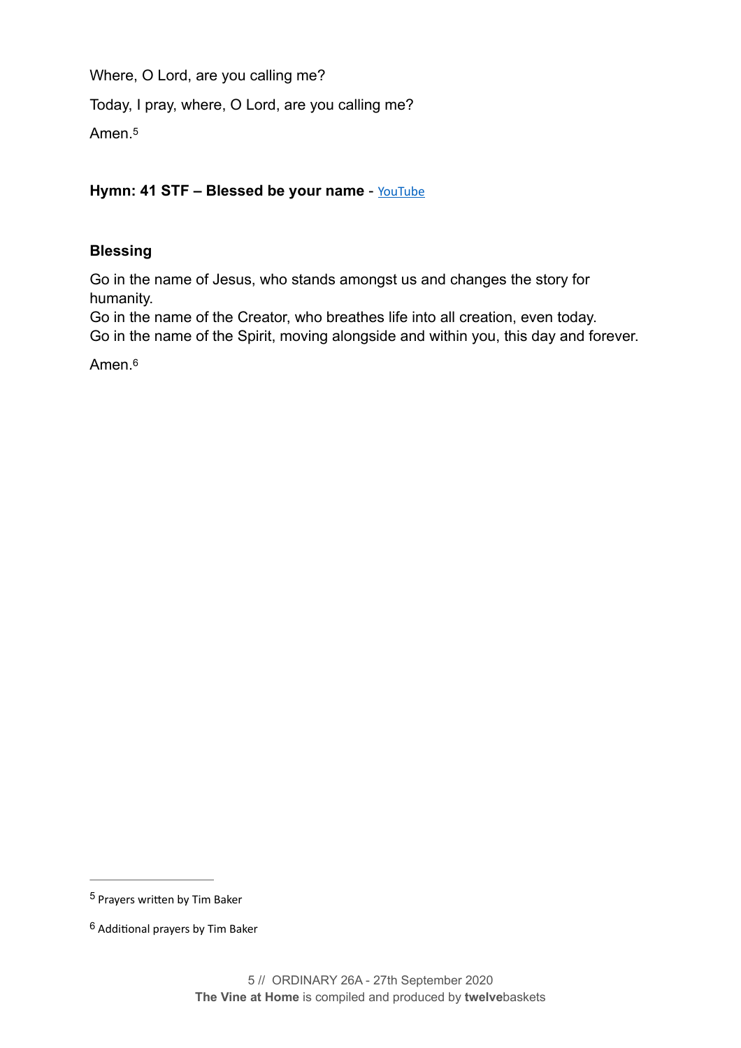Where, O Lord, are you calling me?

Today, I pray, where, O Lord, are you calling me?

Amen.[5]

**Hymn: 41 STF – Blessed be your name** - YouTube

**Blessing**

Go in the name of Jesus, who stands amongst us and changes the story for humanity.
Go in the name of the Creator, who breathes life into all creation, even today.
Go in the name of the Spirit, moving alongside and within you, this day and forever.

Amen.[6]

---

[5] Prayers written by Tim Baker

[6] Additional prayers by Tim Baker